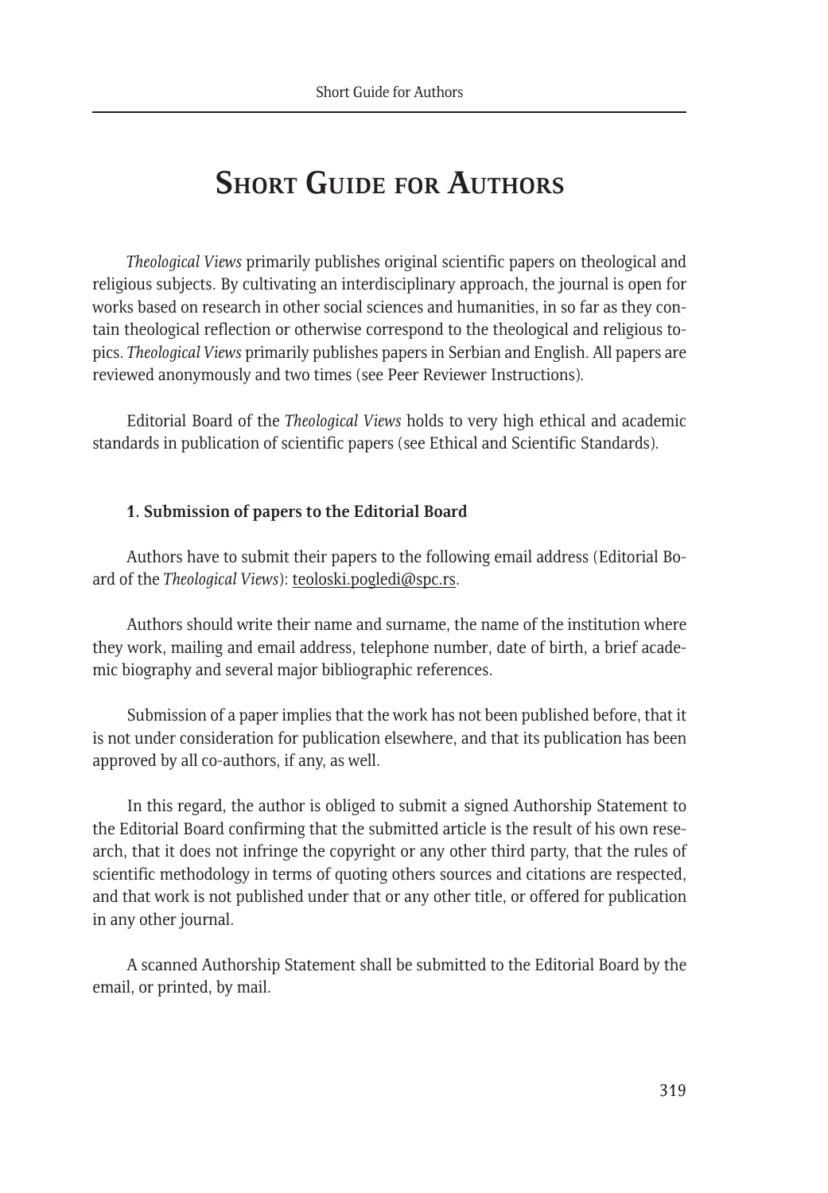# Short Guide for Authors

*Theological Views* primarily publishes original scientific papers on theological and religious subjects. By cultivating an interdisciplinary approach, the journal is open for works based on research in other social sciences and humanities, in so far as they contain theological reflection or otherwise correspond to the theological and religious topics. *Theological Views* primarily publishes papers in Serbian and English. All papers are reviewed anonymously and two times (see Peer Reviewer Instructions).

Editorial Board of the *Theological Views* holds to very high ethical and academic standards in publication of scientific papers (see Ethical and Scientific Standards).

**1. Submission of papers to the Editorial Board**

Authors have to submit their papers to the following email address (Editorial Board of the *Theological Views*): teoloski.pogledi@spc.rs.

Authors should write their name and surname, the name of the institution where they work, mailing and email address, telephone number, date of birth, a brief academic biography and several major bibliographic references.

Submission of a paper implies that the work has not been published before, that it is not under consideration for publication elsewhere, and that its publication has been approved by all co-authors, if any, as well.

In this regard, the author is obliged to submit a signed Authorship Statement to the Editorial Board confirming that the submitted article is the result of his own research, that it does not infringe the copyright or any other third party, that the rules of scientific methodology in terms of quoting others sources and citations are respected, and that work is not published under that or any other title, or offered for publication in any other journal.

A scanned Authorship Statement shall be submitted to the Editorial Board by the email, or printed, by mail.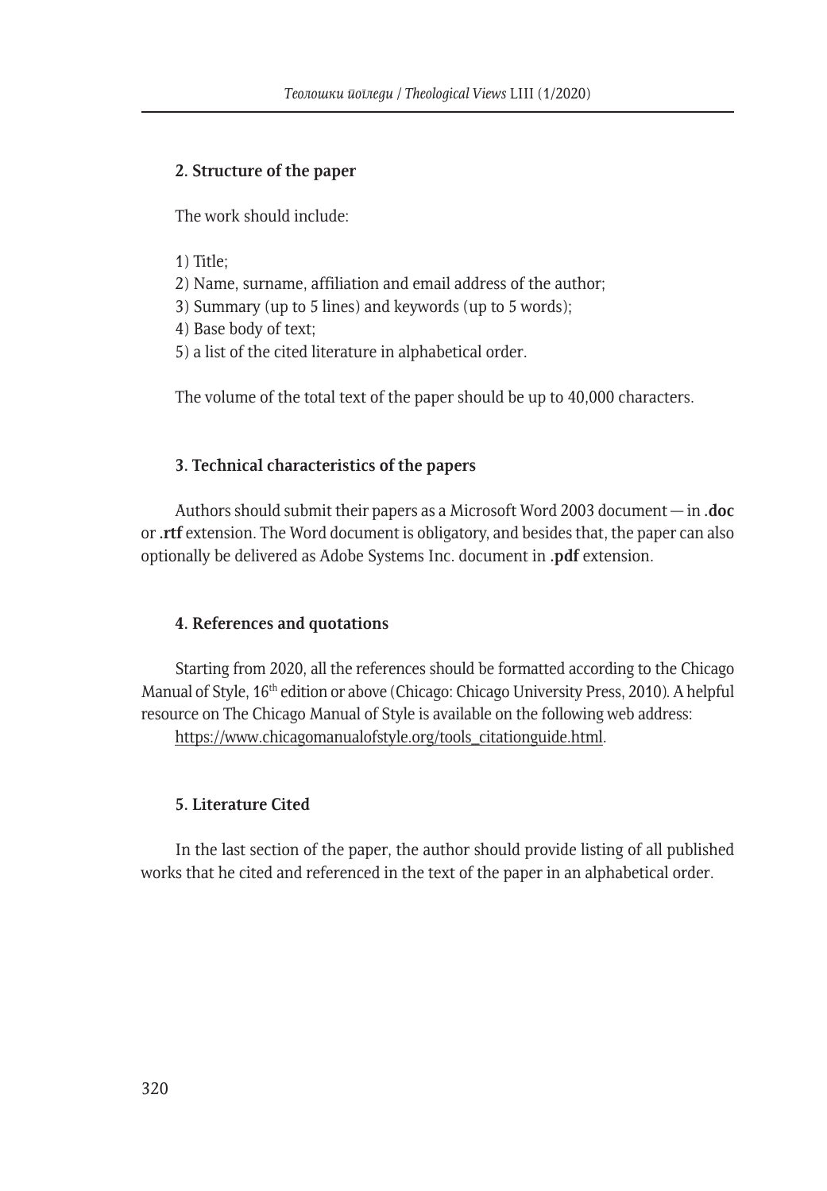## 2. Structure of the paper

The work should include:

1) Title;
2) Name, surname, affiliation and email address of the author;
3) Summary (up to 5 lines) and keywords (up to 5 words);
4) Base body of text;
5) a list of the cited literature in alphabetical order.

The volume of the total text of the paper should be up to 40,000 characters.

## 3. Technical characteristics of the papers

Authors should submit their papers as a Microsoft Word 2003 document — in **.doc** or **.rtf** extension. The Word document is obligatory, and besides that, the paper can also optionally be delivered as Adobe Systems Inc. document in **.pdf** extension.

## 4. References and quotations

Starting from 2020, all the references should be formatted according to the Chicago Manual of Style, 16th edition or above (Chicago: Chicago University Press, 2010). A helpful resource on The Chicago Manual of Style is available on the following web address: https://www.chicagomanualofstyle.org/tools_citationguide.html.

## 5. Literature Cited

In the last section of the paper, the author should provide listing of all published works that he cited and referenced in the text of the paper in an alphabetical order.